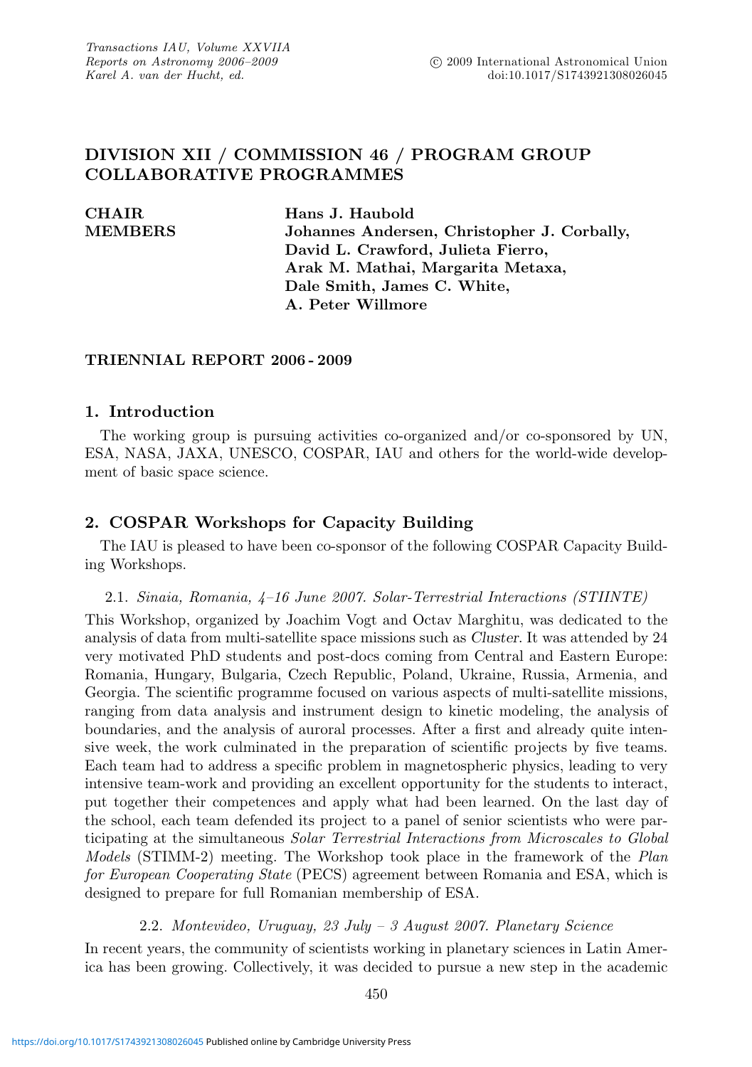# DIVISION XII / COMMISSION 46 / PROGRAM GROUP COLLABORATIVE PROGRAMMES

**CHAIR** **Hans J. Haubold**

**MEMBERS** **Johannes Andersen, Christopher J. Corbally, David L. Crawford, Julieta Fierro, Arak M. Mathai, Margarita Metaxa, Dale Smith, James C. White, A. Peter Willmore**

**TRIENNIAL REPORT 2006 - 2009**

## 1. Introduction

The working group is pursuing activities co-organized and/or co-sponsored by UN, ESA, NASA, JAXA, UNESCO, COSPAR, IAU and others for the world-wide development of basic space science.

## 2. COSPAR Workshops for Capacity Building

The IAU is pleased to have been co-sponsor of the following COSPAR Capacity Building Workshops.

2.1. *Sinaia, Romania, 4–16 June 2007. Solar-Terrestrial Interactions (STIINTE)*

This Workshop, organized by Joachim Vogt and Octav Marghitu, was dedicated to the analysis of data from multi-satellite space missions such as *Cluster*. It was attended by 24 very motivated PhD students and post-docs coming from Central and Eastern Europe: Romania, Hungary, Bulgaria, Czech Republic, Poland, Ukraine, Russia, Armenia, and Georgia. The scientific programme focused on various aspects of multi-satellite missions, ranging from data analysis and instrument design to kinetic modeling, the analysis of boundaries, and the analysis of auroral processes. After a first and already quite intensive week, the work culminated in the preparation of scientific projects by five teams. Each team had to address a specific problem in magnetospheric physics, leading to very intensive team-work and providing an excellent opportunity for the students to interact, put together their competences and apply what had been learned. On the last day of the school, each team defended its project to a panel of senior scientists who were participating at the simultaneous *Solar Terrestrial Interactions from Microscales to Global Models* (STIMM-2) meeting. The Workshop took place in the framework of the *Plan for European Cooperating State* (PECS) agreement between Romania and ESA, which is designed to prepare for full Romanian membership of ESA.

2.2. *Montevideo, Uruguay, 23 July – 3 August 2007. Planetary Science*

In recent years, the community of scientists working in planetary sciences in Latin America has been growing. Collectively, it was decided to pursue a new step in the academic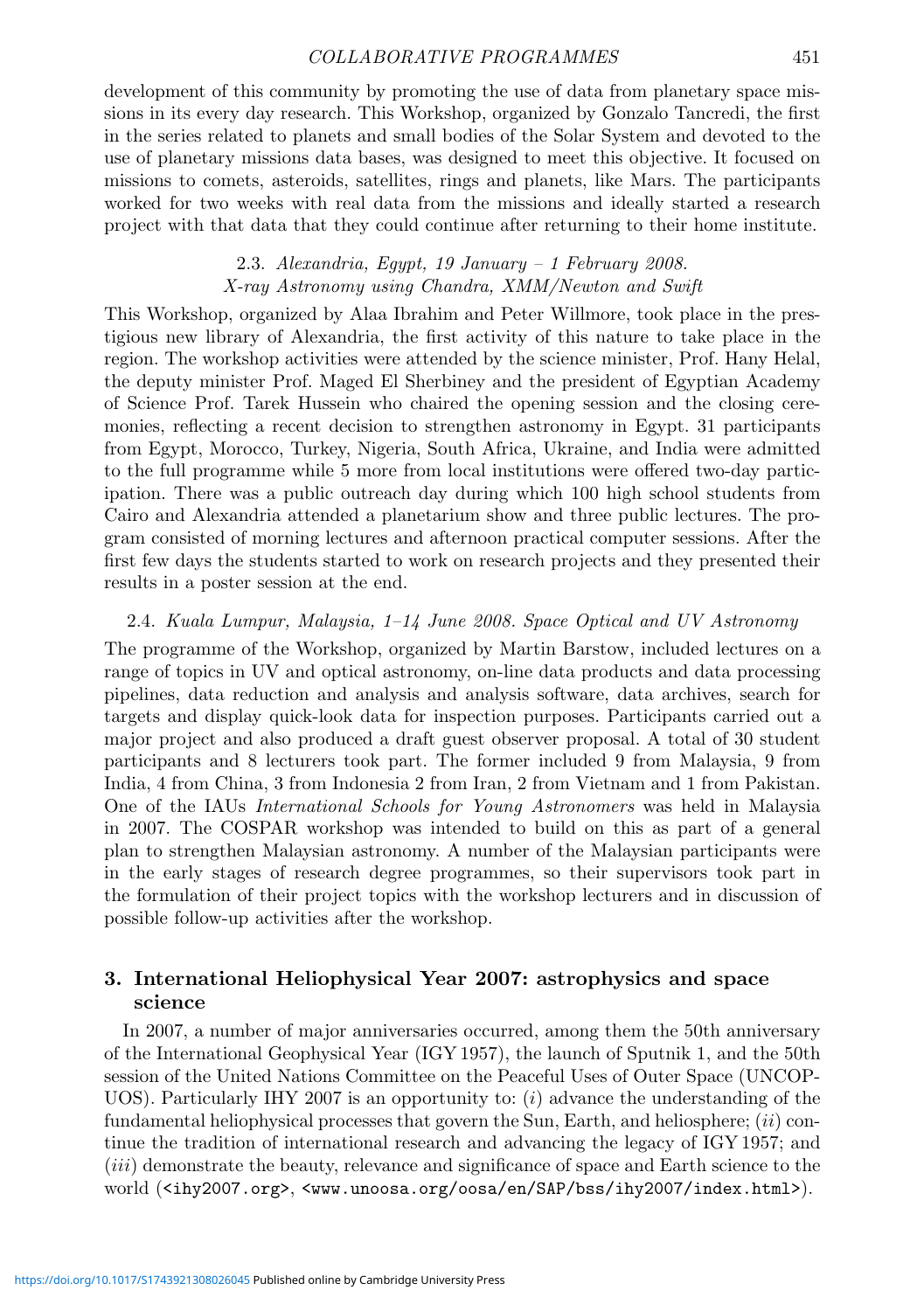development of this community by promoting the use of data from planetary space missions in its every day research. This Workshop, organized by Gonzalo Tancredi, the first in the series related to planets and small bodies of the Solar System and devoted to the use of planetary missions data bases, was designed to meet this objective. It focused on missions to comets, asteroids, satellites, rings and planets, like Mars. The participants worked for two weeks with real data from the missions and ideally started a research project with that data that they could continue after returning to their home institute.

### 2.3. *Alexandria, Egypt, 19 January – 1 February 2008. X-ray Astronomy using Chandra, XMM/Newton and Swift*

This Workshop, organized by Alaa Ibrahim and Peter Willmore, took place in the prestigious new library of Alexandria, the first activity of this nature to take place in the region. The workshop activities were attended by the science minister, Prof. Hany Helal, the deputy minister Prof. Maged El Sherbiney and the president of Egyptian Academy of Science Prof. Tarek Hussein who chaired the opening session and the closing ceremonies, reflecting a recent decision to strengthen astronomy in Egypt. 31 participants from Egypt, Morocco, Turkey, Nigeria, South Africa, Ukraine, and India were admitted to the full programme while 5 more from local institutions were offered two-day participation. There was a public outreach day during which 100 high school students from Cairo and Alexandria attended a planetarium show and three public lectures. The program consisted of morning lectures and afternoon practical computer sessions. After the first few days the students started to work on research projects and they presented their results in a poster session at the end.

### 2.4. *Kuala Lumpur, Malaysia, 1–14 June 2008. Space Optical and UV Astronomy*

The programme of the Workshop, organized by Martin Barstow, included lectures on a range of topics in UV and optical astronomy, on-line data products and data processing pipelines, data reduction and analysis and analysis software, data archives, search for targets and display quick-look data for inspection purposes. Participants carried out a major project and also produced a draft guest observer proposal. A total of 30 student participants and 8 lecturers took part. The former included 9 from Malaysia, 9 from India, 4 from China, 3 from Indonesia 2 from Iran, 2 from Vietnam and 1 from Pakistan. One of the IAUs *International Schools for Young Astronomers* was held in Malaysia in 2007. The COSPAR workshop was intended to build on this as part of a general plan to strengthen Malaysian astronomy. A number of the Malaysian participants were in the early stages of research degree programmes, so their supervisors took part in the formulation of their project topics with the workshop lecturers and in discussion of possible follow-up activities after the workshop.

## 3. International Heliophysical Year 2007: astrophysics and space science

In 2007, a number of major anniversaries occurred, among them the 50th anniversary of the International Geophysical Year (IGY 1957), the launch of Sputnik 1, and the 50th session of the United Nations Committee on the Peaceful Uses of Outer Space (UNCOPUOS). Particularly IHY 2007 is an opportunity to: (*i*) advance the understanding of the fundamental heliophysical processes that govern the Sun, Earth, and heliosphere; (*ii*) continue the tradition of international research and advancing the legacy of IGY 1957; and (*iii*) demonstrate the beauty, relevance and significance of space and Earth science to the world (`<ihy2007.org>`, `<www.unoosa.org/oosa/en/SAP/bss/ihy2007/index.html>`).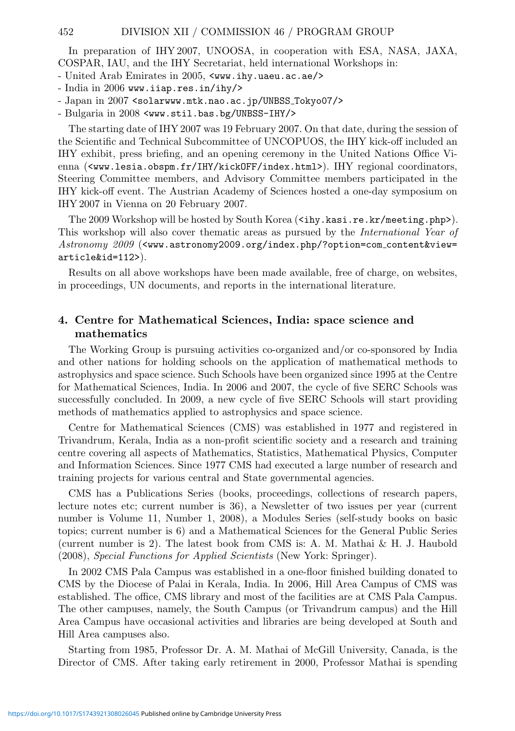In preparation of IHY 2007, UNOOSA, in cooperation with ESA, NASA, JAXA, COSPAR, IAU, and the IHY Secretariat, held international Workshops in:

- United Arab Emirates in 2005, <www.ihy.uaeu.ac.ae/>
- India in 2006 www.iiap.res.in/ihy/>
- Japan in 2007 <solarwww.mtk.nao.ac.jp/UNBSS_Tokyo07/>
- Bulgaria in 2008 <www.stil.bas.bg/UNBSS-IHY/>

The starting date of IHY 2007 was 19 February 2007. On that date, during the session of the Scientific and Technical Subcommittee of UNCOPUOS, the IHY kick-off included an IHY exhibit, press briefing, and an opening ceremony in the United Nations Office Vienna (<www.lesia.obspm.fr/IHY/kickOFF/index.html>). IHY regional coordinators, Steering Committee members, and Advisory Committee members participated in the IHY kick-off event. The Austrian Academy of Sciences hosted a one-day symposium on IHY 2007 in Vienna on 20 February 2007.

The 2009 Workshop will be hosted by South Korea (<ihy.kasi.re.kr/meeting.php>). This workshop will also cover thematic areas as pursued by the *International Year of Astronomy 2009* (<www.astronomy2009.org/index.php/?option=com_content&view=article&id=112>).

Results on all above workshops have been made available, free of charge, on websites, in proceedings, UN documents, and reports in the international literature.

## 4. Centre for Mathematical Sciences, India: space science and mathematics

The Working Group is pursuing activities co-organized and/or co-sponsored by India and other nations for holding schools on the application of mathematical methods to astrophysics and space science. Such Schools have been organized since 1995 at the Centre for Mathematical Sciences, India. In 2006 and 2007, the cycle of five SERC Schools was successfully concluded. In 2009, a new cycle of five SERC Schools will start providing methods of mathematics applied to astrophysics and space science.

Centre for Mathematical Sciences (CMS) was established in 1977 and registered in Trivandrum, Kerala, India as a non-profit scientific society and a research and training centre covering all aspects of Mathematics, Statistics, Mathematical Physics, Computer and Information Sciences. Since 1977 CMS had executed a large number of research and training projects for various central and State governmental agencies.

CMS has a Publications Series (books, proceedings, collections of research papers, lecture notes etc; current number is 36), a Newsletter of two issues per year (current number is Volume 11, Number 1, 2008), a Modules Series (self-study books on basic topics; current number is 6) and a Mathematical Sciences for the General Public Series (current number is 2). The latest book from CMS is: A. M. Mathai & H. J. Haubold (2008), *Special Functions for Applied Scientists* (New York: Springer).

In 2002 CMS Pala Campus was established in a one-floor finished building donated to CMS by the Diocese of Palai in Kerala, India. In 2006, Hill Area Campus of CMS was established. The office, CMS library and most of the facilities are at CMS Pala Campus. The other campuses, namely, the South Campus (or Trivandrum campus) and the Hill Area Campus have occasional activities and libraries are being developed at South and Hill Area campuses also.

Starting from 1985, Professor Dr. A. M. Mathai of McGill University, Canada, is the Director of CMS. After taking early retirement in 2000, Professor Mathai is spending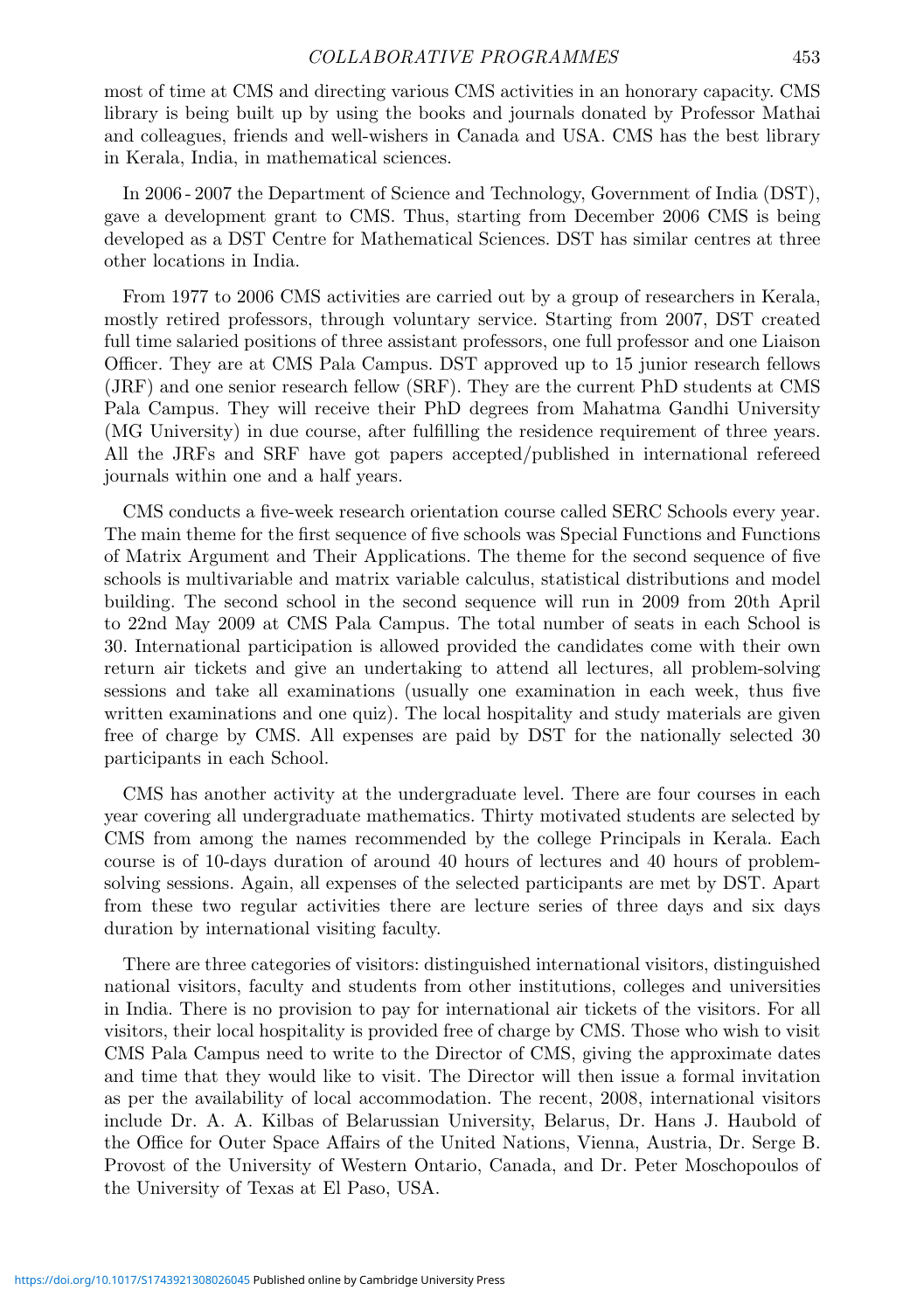most of time at CMS and directing various CMS activities in an honorary capacity. CMS library is being built up by using the books and journals donated by Professor Mathai and colleagues, friends and well-wishers in Canada and USA. CMS has the best library in Kerala, India, in mathematical sciences.

In 2006 - 2007 the Department of Science and Technology, Government of India (DST), gave a development grant to CMS. Thus, starting from December 2006 CMS is being developed as a DST Centre for Mathematical Sciences. DST has similar centres at three other locations in India.

From 1977 to 2006 CMS activities are carried out by a group of researchers in Kerala, mostly retired professors, through voluntary service. Starting from 2007, DST created full time salaried positions of three assistant professors, one full professor and one Liaison Officer. They are at CMS Pala Campus. DST approved up to 15 junior research fellows (JRF) and one senior research fellow (SRF). They are the current PhD students at CMS Pala Campus. They will receive their PhD degrees from Mahatma Gandhi University (MG University) in due course, after fulfilling the residence requirement of three years. All the JRFs and SRF have got papers accepted/published in international refereed journals within one and a half years.

CMS conducts a five-week research orientation course called SERC Schools every year. The main theme for the first sequence of five schools was Special Functions and Functions of Matrix Argument and Their Applications. The theme for the second sequence of five schools is multivariable and matrix variable calculus, statistical distributions and model building. The second school in the second sequence will run in 2009 from 20th April to 22nd May 2009 at CMS Pala Campus. The total number of seats in each School is 30. International participation is allowed provided the candidates come with their own return air tickets and give an undertaking to attend all lectures, all problem-solving sessions and take all examinations (usually one examination in each week, thus five written examinations and one quiz). The local hospitality and study materials are given free of charge by CMS. All expenses are paid by DST for the nationally selected 30 participants in each School.

CMS has another activity at the undergraduate level. There are four courses in each year covering all undergraduate mathematics. Thirty motivated students are selected by CMS from among the names recommended by the college Principals in Kerala. Each course is of 10-days duration of around 40 hours of lectures and 40 hours of problem-solving sessions. Again, all expenses of the selected participants are met by DST. Apart from these two regular activities there are lecture series of three days and six days duration by international visiting faculty.

There are three categories of visitors: distinguished international visitors, distinguished national visitors, faculty and students from other institutions, colleges and universities in India. There is no provision to pay for international air tickets of the visitors. For all visitors, their local hospitality is provided free of charge by CMS. Those who wish to visit CMS Pala Campus need to write to the Director of CMS, giving the approximate dates and time that they would like to visit. The Director will then issue a formal invitation as per the availability of local accommodation. The recent, 2008, international visitors include Dr. A. A. Kilbas of Belarussian University, Belarus, Dr. Hans J. Haubold of the Office for Outer Space Affairs of the United Nations, Vienna, Austria, Dr. Serge B. Provost of the University of Western Ontario, Canada, and Dr. Peter Moschopoulos of the University of Texas at El Paso, USA.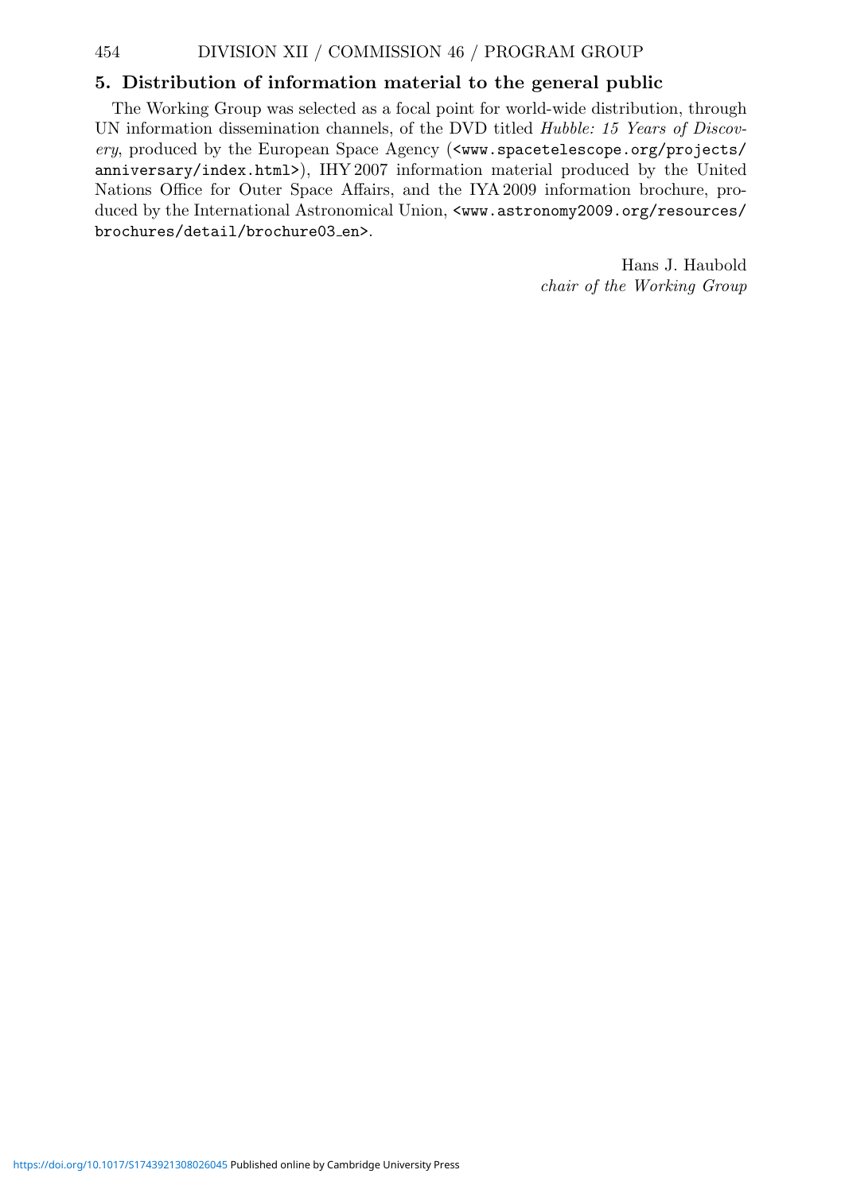## 5. Distribution of information material to the general public

The Working Group was selected as a focal point for world-wide distribution, through UN information dissemination channels, of the DVD titled *Hubble: 15 Years of Discovery*, produced by the European Space Agency (<www.spacetelescope.org/projects/anniversary/index.html>), IHY 2007 information material produced by the United Nations Office for Outer Space Affairs, and the IYA 2009 information brochure, produced by the International Astronomical Union, <www.astronomy2009.org/resources/brochures/detail/brochure03_en>.

Hans J. Haubold
*chair of the Working Group*